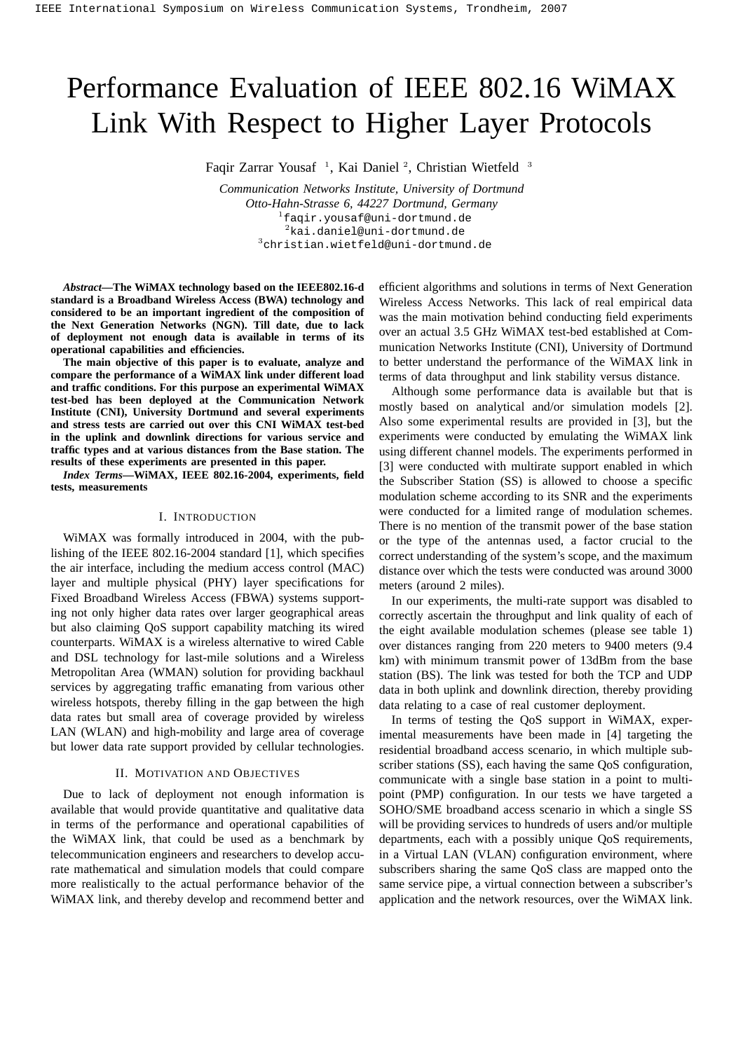# Performance Evaluation of IEEE 802.16 WiMAX Link With Respect to Higher Layer Protocols

Faqir Zarrar Yousaf [1], Kai Daniel [2], Christian Wietfeld [3]

*Communication Networks Institute, University of Dortmund*
*Otto-Hahn-Strasse 6, 44227 Dortmund, Germany*
[1]faqir.yousaf@uni-dortmund.de
[2]kai.daniel@uni-dortmund.de
[3]christian.wietfeld@uni-dortmund.de

***Abstract*—The WiMAX technology based on the IEEE802.16-d standard is a Broadband Wireless Access (BWA) technology and considered to be an important ingredient of the composition of the Next Generation Networks (NGN). Till date, due to lack of deployment not enough data is available in terms of its operational capabilities and efficiencies.**

**The main objective of this paper is to evaluate, analyze and compare the performance of a WiMAX link under different load and traffic conditions. For this purpose an experimental WiMAX test-bed has been deployed at the Communication Network Institute (CNI), University Dortmund and several experiments and stress tests are carried out over this CNI WiMAX test-bed in the uplink and downlink directions for various service and traffic types and at various distances from the Base station. The results of these experiments are presented in this paper.**

***Index Terms*—WiMAX, IEEE 802.16-2004, experiments, field tests, measurements**

## I. Introduction

WiMAX was formally introduced in 2004, with the publishing of the IEEE 802.16-2004 standard [1], which specifies the air interface, including the medium access control (MAC) layer and multiple physical (PHY) layer specifications for Fixed Broadband Wireless Access (FBWA) systems supporting not only higher data rates over larger geographical areas but also claiming QoS support capability matching its wired counterparts. WiMAX is a wireless alternative to wired Cable and DSL technology for last-mile solutions and a Wireless Metropolitan Area (WMAN) solution for providing backhaul services by aggregating traffic emanating from various other wireless hotspots, thereby filling in the gap between the high data rates but small area of coverage provided by wireless LAN (WLAN) and high-mobility and large area of coverage but lower data rate support provided by cellular technologies.

## II. Motivation and Objectives

Due to lack of deployment not enough information is available that would provide quantitative and qualitative data in terms of the performance and operational capabilities of the WiMAX link, that could be used as a benchmark by telecommunication engineers and researchers to develop accurate mathematical and simulation models that could compare more realistically to the actual performance behavior of the WiMAX link, and thereby develop and recommend better and efficient algorithms and solutions in terms of Next Generation Wireless Access Networks. This lack of real empirical data was the main motivation behind conducting field experiments over an actual 3.5 GHz WiMAX test-bed established at Communication Networks Institute (CNI), University of Dortmund to better understand the performance of the WiMAX link in terms of data throughput and link stability versus distance.

Although some performance data is available but that is mostly based on analytical and/or simulation models [2]. Also some experimental results are provided in [3], but the experiments were conducted by emulating the WiMAX link using different channel models. The experiments performed in [3] were conducted with multirate support enabled in which the Subscriber Station (SS) is allowed to choose a specific modulation scheme according to its SNR and the experiments were conducted for a limited range of modulation schemes. There is no mention of the transmit power of the base station or the type of the antennas used, a factor crucial to the correct understanding of the system's scope, and the maximum distance over which the tests were conducted was around 3000 meters (around 2 miles).

In our experiments, the multi-rate support was disabled to correctly ascertain the throughput and link quality of each of the eight available modulation schemes (please see table 1) over distances ranging from 220 meters to 9400 meters (9.4 km) with minimum transmit power of 13dBm from the base station (BS). The link was tested for both the TCP and UDP data in both uplink and downlink direction, thereby providing data relating to a case of real customer deployment.

In terms of testing the QoS support in WiMAX, experimental measurements have been made in [4] targeting the residential broadband access scenario, in which multiple subscriber stations (SS), each having the same QoS configuration, communicate with a single base station in a point to multipoint (PMP) configuration. In our tests we have targeted a SOHO/SME broadband access scenario in which a single SS will be providing services to hundreds of users and/or multiple departments, each with a possibly unique QoS requirements, in a Virtual LAN (VLAN) configuration environment, where subscribers sharing the same QoS class are mapped onto the same service pipe, a virtual connection between a subscriber's application and the network resources, over the WiMAX link.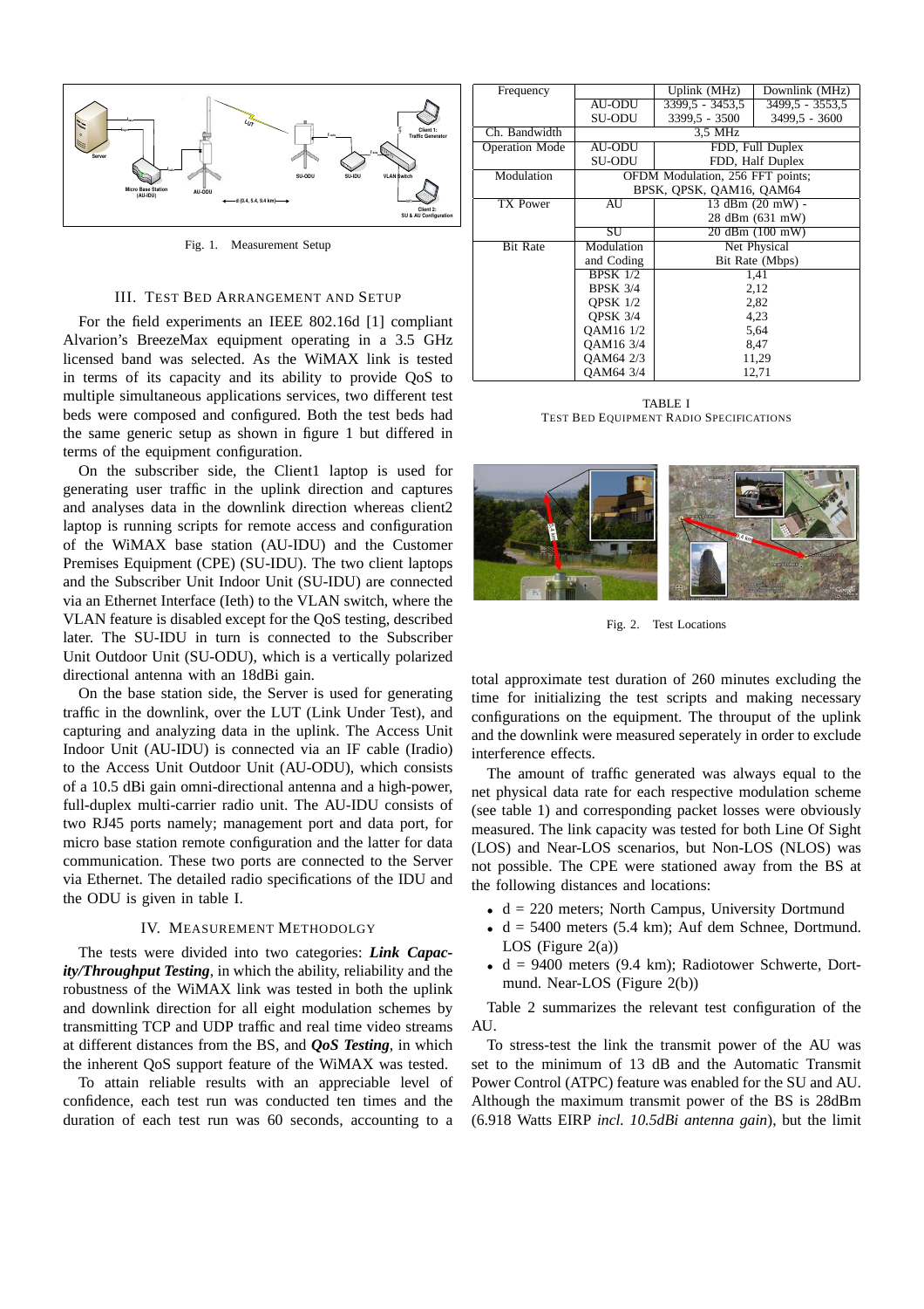Fig. 1. Measurement Setup

## III. Test Bed Arrangement and Setup

For the field experiments an IEEE 802.16d [1] compliant Alvarion's BreezeMax equipment operating in a 3.5 GHz licensed band was selected. As the WiMAX link is tested in terms of its capacity and its ability to provide QoS to multiple simultaneous applications services, two different test beds were composed and configured. Both the test beds had the same generic setup as shown in figure 1 but differed in terms of the equipment configuration.

On the subscriber side, the Client1 laptop is used for generating user traffic in the uplink direction and captures and analyses data in the downlink direction whereas client2 laptop is running scripts for remote access and configuration of the WiMAX base station (AU-IDU) and the Customer Premises Equipment (CPE) (SU-IDU). The two client laptops and the Subscriber Unit Indoor Unit (SU-IDU) are connected via an Ethernet Interface (Ieth) to the VLAN switch, where the VLAN feature is disabled except for the QoS testing, described later. The SU-IDU in turn is connected to the Subscriber Unit Outdoor Unit (SU-ODU), which is a vertically polarized directional antenna with an 18dBi gain.

On the base station side, the Server is used for generating traffic in the downlink, over the LUT (Link Under Test), and capturing and analyzing data in the uplink. The Access Unit Indoor Unit (AU-IDU) is connected via an IF cable (Iradio) to the Access Unit Outdoor Unit (AU-ODU), which consists of a 10.5 dBi gain omni-directional antenna and a high-power, full-duplex multi-carrier radio unit. The AU-IDU consists of two RJ45 ports namely; management port and data port, for micro base station remote configuration and the latter for data communication. These two ports are connected to the Server via Ethernet. The detailed radio specifications of the IDU and the ODU is given in table I.

## IV. Measurement Methodolgy

The tests were divided into two categories: ***Link Capacity/Throughput Testing***, in which the ability, reliability and the robustness of the WiMAX link was tested in both the uplink and downlink direction for all eight modulation schemes by transmitting TCP and UDP traffic and real time video streams at different distances from the BS, and ***QoS Testing***, in which the inherent QoS support feature of the WiMAX was tested.

To attain reliable results with an appreciable level of confidence, each test run was conducted ten times and the duration of each test run was 60 seconds, accounting to a total approximate test duration of 260 minutes excluding the time for initializing the test scripts and making necessary configurations on the equipment. The throuput of the uplink and the downlink were measured seperately in order to exclude interference effects.

| Frequency | | Uplink (MHz) | Downlink (MHz) |
|---|---|---|---|
| | AU-ODU | 3399,5 - 3453,5 | 3499,5 - 3553,5 |
| | SU-ODU | 3399,5 - 3500 | 3499,5 - 3600 |
| Ch. Bandwidth | | 3,5 MHz | |
| Operation Mode | AU-ODU | FDD, Full Duplex | |
| | SU-ODU | FDD, Half Duplex | |
| Modulation | | OFDM Modulation, 256 FFT points; BPSK, QPSK, QAM16, QAM64 | |
| TX Power | AU | 13 dBm (20 mW) - 28 dBm (631 mW) | |
| | SU | 20 dBm (100 mW) | |
| Bit Rate | Modulation and Coding | Net Physical Bit Rate (Mbps) | |
| | BPSK 1/2 | 1,41 | |
| | BPSK 3/4 | 2,12 | |
| | QPSK 1/2 | 2,82 | |
| | QPSK 3/4 | 4,23 | |
| | QAM16 1/2 | 5,64 | |
| | QAM16 3/4 | 8,47 | |
| | QAM64 2/3 | 11,29 | |
| | QAM64 3/4 | 12,71 | |

TABLE I
Test Bed Equipment Radio Specifications

Fig. 2. Test Locations

The amount of traffic generated was always equal to the net physical data rate for each respective modulation scheme (see table 1) and corresponding packet losses were obviously measured. The link capacity was tested for both Line Of Sight (LOS) and Near-LOS scenarios, but Non-LOS (NLOS) was not possible. The CPE were stationed away from the BS at the following distances and locations:

- d = 220 meters; North Campus, University Dortmund
- d = 5400 meters (5.4 km); Auf dem Schnee, Dortmund. LOS (Figure 2(a))
- d = 9400 meters (9.4 km); Radiotower Schwerte, Dortmund. Near-LOS (Figure 2(b))

Table 2 summarizes the relevant test configuration of the AU.

To stress-test the link the transmit power of the AU was set to the minimum of 13 dB and the Automatic Transmit Power Control (ATPC) feature was enabled for the SU and AU. Although the maximum transmit power of the BS is 28dBm (6.918 Watts EIRP *incl. 10.5dBi antenna gain*), but the limit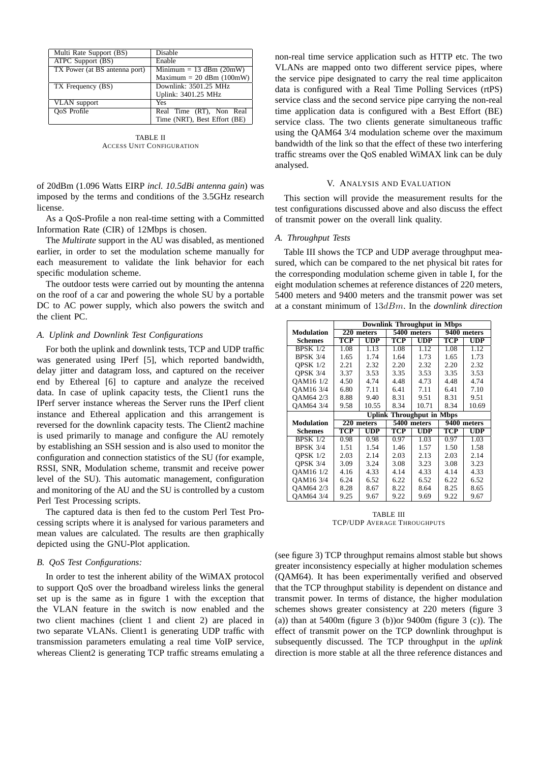| Multi Rate Support (BS) | Disable |
|---|---|
| ATPC Support (BS) | Enable |
| TX Power (at BS antenna port) | Minimum = 13 dBm (20mW) Maximum = 20 dBm (100mW) |
| TX Frequency (BS) | Downlink: 3501.25 MHz Uplink: 3401.25 MHz |
| VLAN support | Yes |
| QoS Profile | Real Time (RT), Non Real Time (NRT), Best Effort (BE) |

TABLE II
ACCESS UNIT CONFIGURATION

of 20dBm (1.096 Watts EIRP *incl. 10.5dBi antenna gain*) was imposed by the terms and conditions of the 3.5GHz research license.

As a QoS-Profile a non real-time setting with a Committed Information Rate (CIR) of 12Mbps is chosen.

The *Multirate* support in the AU was disabled, as mentioned earlier, in order to set the modulation scheme manually for each measurement to validate the link behavior for each specific modulation scheme.

The outdoor tests were carried out by mounting the antenna on the roof of a car and powering the whole SU by a portable DC to AC power supply, which also powers the switch and the client PC.

### *A. Uplink and Downlink Test Configurations*

For both the uplink and downlink tests, TCP and UDP traffic was generated using IPerf [5], which reported bandwidth, delay jitter and datagram loss, and captured on the receiver end by Ethereal [6] to capture and analyze the received data. In case of uplink capacity tests, the Client1 runs the IPerf server instance whereas the Server runs the IPerf client instance and Ethereal application and this arrangement is reversed for the downlink capacity tests. The Client2 machine is used primarily to manage and configure the AU remotely by establishing an SSH session and is also used to monitor the configuration and connection statistics of the SU (for example, RSSI, SNR, Modulation scheme, transmit and receive power level of the SU). This automatic management, configuration and monitoring of the AU and the SU is controlled by a custom Perl Test Processing scripts.

The captured data is then fed to the custom Perl Test Processing scripts where it is analysed for various parameters and mean values are calculated. The results are then graphically depicted using the GNU-Plot application.

### *B. QoS Test Configurations:*

In order to test the inherent ability of the WiMAX protocol to support QoS over the broadband wireless links the general set up is the same as in figure 1 with the exception that the VLAN feature in the switch is now enabled and the two client machines (client 1 and client 2) are placed in two separate VLANs. Client1 is generating UDP traffic with transmission parameters emulating a real time VoIP service, whereas Client2 is generating TCP traffic streams emulating a non-real time service application such as HTTP etc. The two VLANs are mapped onto two different service pipes, where the service pipe designated to carry the real time applicaiton data is configured with a Real Time Polling Services (rtPS) service class and the second service pipe carrying the non-real time application data is configured with a Best Effort (BE) service class. The two clients generate simultaneous traffic using the QAM64 3/4 modulation scheme over the maximum bandwidth of the link so that the effect of these two interfering traffic streams over the QoS enabled WiMAX link can be duly analysed.

## V. ANALYSIS AND EVALUATION

This section will provide the measurement results for the test configurations discussed above and also discuss the effect of transmit power on the overall link quality.

### *A. Throughput Tests*

Table III shows the TCP and UDP average throughput measured, which can be compared to the net physical bit rates for the corresponding modulation scheme given in table I, for the eight modulation schemes at reference distances of 220 meters, 5400 meters and 9400 meters and the transmit power was set at a constant minimum of $13dBm$. In the *downlink direction*

| | Downlink Throughput in Mbps | | | | | |
|---|---|---|---|---|---|---|
| **Modulation** | **220 meters** | | **5400 meters** | | **9400 meters** | |
| **Schemes** | **TCP** | **UDP** | **TCP** | **UDP** | **TCP** | **UDP** |
| BPSK 1/2 | 1.08 | 1.13 | 1.08 | 1.12 | 1.08 | 1.12 |
| BPSK 3/4 | 1.65 | 1.74 | 1.64 | 1.73 | 1.65 | 1.73 |
| QPSK 1/2 | 2.21 | 2.32 | 2.20 | 2.32 | 2.20 | 2.32 |
| QPSK 3/4 | 3.37 | 3.53 | 3.35 | 3.53 | 3.35 | 3.53 |
| QAM16 1/2 | 4.50 | 4.74 | 4.48 | 4.73 | 4.48 | 4.74 |
| QAM16 3/4 | 6.80 | 7.11 | 6.41 | 7.11 | 6.41 | 7.10 |
| QAM64 2/3 | 8.88 | 9.40 | 8.31 | 9.51 | 8.31 | 9.51 |
| QAM64 3/4 | 9.58 | 10.55 | 8.34 | 10.71 | 8.34 | 10.69 |
| | **Uplink Throughput in Mbps** | | | | | |
| **Modulation** | **220 meters** | | **5400 meters** | | **9400 meters** | |
| **Schemes** | **TCP** | **UDP** | **TCP** | **UDP** | **TCP** | **UDP** |
| BPSK 1/2 | 0.98 | 0.98 | 0.97 | 1.03 | 0.97 | 1.03 |
| BPSK 3/4 | 1.51 | 1.54 | 1.46 | 1.57 | 1.50 | 1.58 |
| QPSK 1/2 | 2.03 | 2.14 | 2.03 | 2.13 | 2.03 | 2.14 |
| QPSK 3/4 | 3.09 | 3.24 | 3.08 | 3.23 | 3.08 | 3.23 |
| QAM16 1/2 | 4.16 | 4.33 | 4.14 | 4.33 | 4.14 | 4.33 |
| QAM16 3/4 | 6.24 | 6.52 | 6.22 | 6.52 | 6.22 | 6.52 |
| QAM64 2/3 | 8.28 | 8.67 | 8.22 | 8.64 | 8.25 | 8.65 |
| QAM64 3/4 | 9.25 | 9.67 | 9.22 | 9.69 | 9.22 | 9.67 |

TABLE III
TCP/UDP AVERAGE THROUGHPUTS

(see figure 3) TCP throughput remains almost stable but shows greater inconsistency especially at higher modulation schemes (QAM64). It has been experimentally verified and observed that the TCP throughput stability is dependent on distance and transmit power. In terms of distance, the higher modulation schemes shows greater consistency at 220 meters (figure 3 (a)) than at 5400m (figure 3 (b))or 9400m (figure 3 (c)). The effect of transmit power on the TCP downlink throughput is subsequently discussed. The TCP throughput in the *uplink* direction is more stable at all the three reference distances and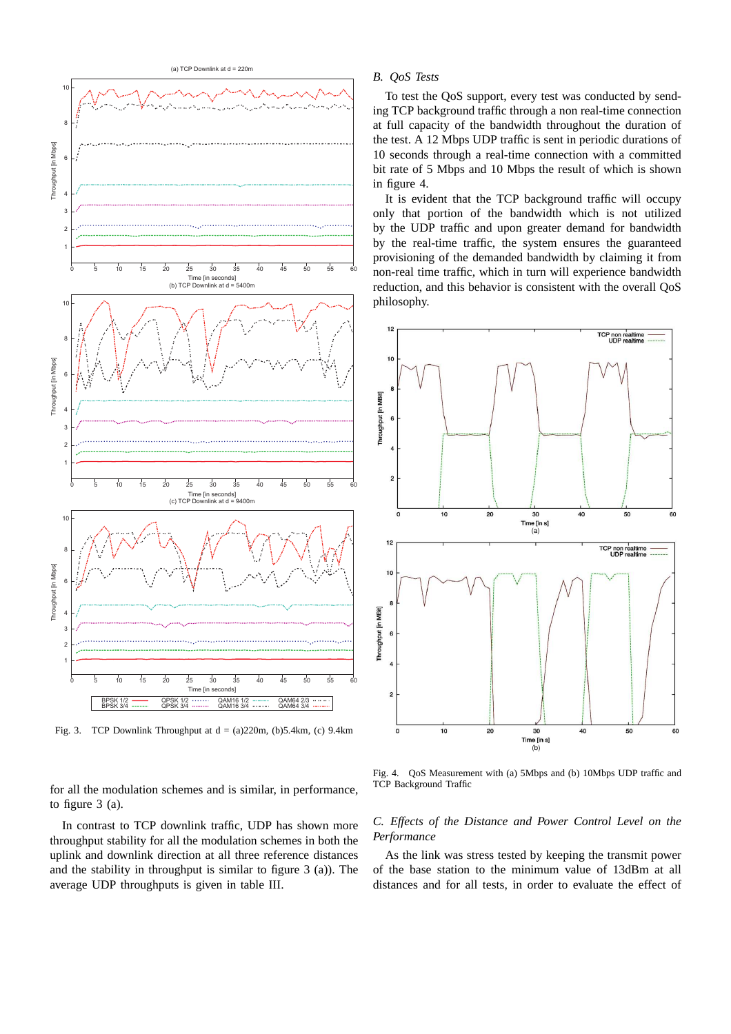Fig. 3. TCP Downlink Throughput at d = (a)220m, (b)5.4km, (c) 9.4km

for all the modulation schemes and is similar, in performance, to figure 3 (a).

In contrast to TCP downlink traffic, UDP has shown more throughput stability for all the modulation schemes in both the uplink and downlink direction at all three reference distances and the stability in throughput is similar to figure 3 (a)). The average UDP throughputs is given in table III.

### B. QoS Tests

To test the QoS support, every test was conducted by sending TCP background traffic through a non real-time connection at full capacity of the bandwidth throughout the duration of the test. A 12 Mbps UDP traffic is sent in periodic durations of 10 seconds through a real-time connection with a committed bit rate of 5 Mbps and 10 Mbps the result of which is shown in figure 4.

It is evident that the TCP background traffic will occupy only that portion of the bandwidth which is not utilized by the UDP traffic and upon greater demand for bandwidth by the real-time traffic, the system ensures the guaranteed provisioning of the demanded bandwidth by claiming it from non-real time traffic, which in turn will experience bandwidth reduction, and this behavior is consistent with the overall QoS philosophy.

Fig. 4. QoS Measurement with (a) 5Mbps and (b) 10Mbps UDP traffic and TCP Background Traffic

### C. Effects of the Distance and Power Control Level on the Performance

As the link was stress tested by keeping the transmit power of the base station to the minimum value of 13dBm at all distances and for all tests, in order to evaluate the effect of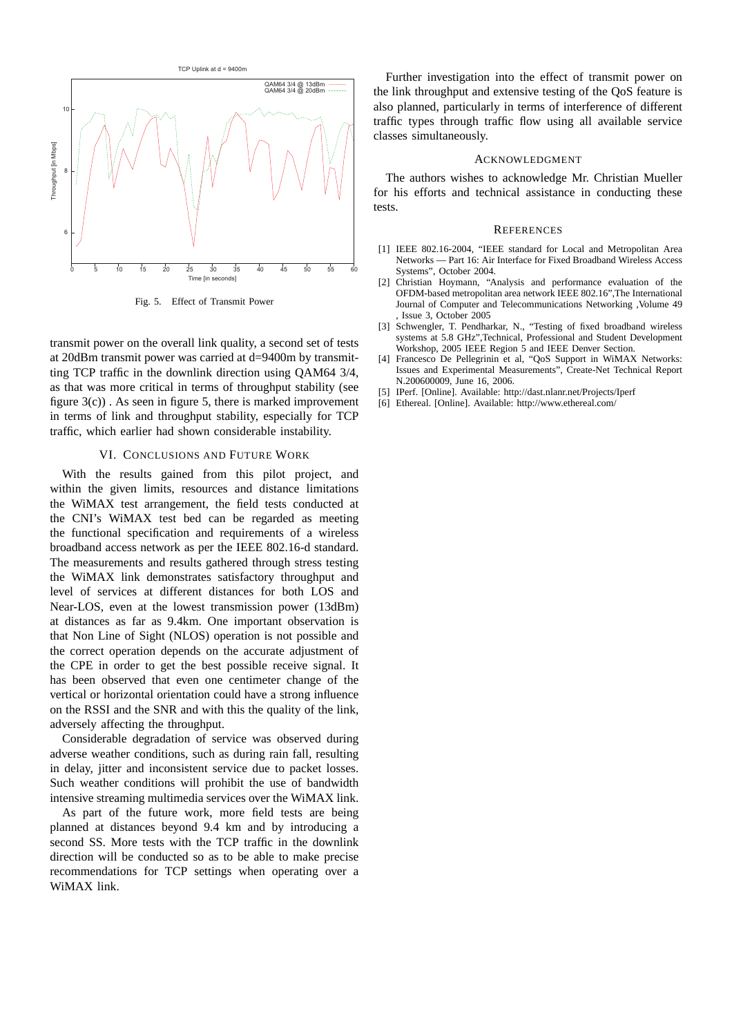TCP Uplink at d = 9400m

QAM64 3/4 @ 13dBm

QAM64 3/4 @ 20dBm

Throughput [in Mbps]

10

8

6

0 5 10 15 20 25 30 35 40 45 50 55 60

Time [in seconds]

Fig. 5. Effect of Transmit Power

transmit power on the overall link quality, a second set of tests at 20dBm transmit power was carried at d=9400m by transmitting TCP traffic in the downlink direction using QAM64 3/4, as that was more critical in terms of throughput stability (see figure 3(c)) . As seen in figure 5, there is marked improvement in terms of link and throughput stability, especially for TCP traffic, which earlier had shown considerable instability.

## VI. Conclusions and Future Work

With the results gained from this pilot project, and within the given limits, resources and distance limitations the WiMAX test arrangement, the field tests conducted at the CNI's WiMAX test bed can be regarded as meeting the functional specification and requirements of a wireless broadband access network as per the IEEE 802.16-d standard. The measurements and results gathered through stress testing the WiMAX link demonstrates satisfactory throughput and level of services at different distances for both LOS and Near-LOS, even at the lowest transmission power (13dBm) at distances as far as 9.4km. One important observation is that Non Line of Sight (NLOS) operation is not possible and the correct operation depends on the accurate adjustment of the CPE in order to get the best possible receive signal. It has been observed that even one centimeter change of the vertical or horizontal orientation could have a strong influence on the RSSI and the SNR and with this the quality of the link, adversely affecting the throughput.

Considerable degradation of service was observed during adverse weather conditions, such as during rain fall, resulting in delay, jitter and inconsistent service due to packet losses. Such weather conditions will prohibit the use of bandwidth intensive streaming multimedia services over the WiMAX link.

As part of the future work, more field tests are being planned at distances beyond 9.4 km and by introducing a second SS. More tests with the TCP traffic in the downlink direction will be conducted so as to be able to make precise recommendations for TCP settings when operating over a WiMAX link.

Further investigation into the effect of transmit power on the link throughput and extensive testing of the QoS feature is also planned, particularly in terms of interference of different traffic types through traffic flow using all available service classes simultaneously.

## Acknowledgment

The authors wishes to acknowledge Mr. Christian Mueller for his efforts and technical assistance in conducting these tests.

## References

[1] IEEE 802.16-2004, "IEEE standard for Local and Metropolitan Area Networks — Part 16: Air Interface for Fixed Broadband Wireless Access Systems", October 2004.

[2] Christian Hoymann, "Analysis and performance evaluation of the OFDM-based metropolitan area network IEEE 802.16",The International Journal of Computer and Telecommunications Networking ,Volume 49 , Issue 3, October 2005

[3] Schwengler, T. Pendharkar, N., "Testing of fixed broadband wireless systems at 5.8 GHz",Technical, Professional and Student Development Workshop, 2005 IEEE Region 5 and IEEE Denver Section.

[4] Francesco De Pellegrinin et al, "QoS Support in WiMAX Networks: Issues and Experimental Measurements", Create-Net Technical Report N.200600009, June 16, 2006.

[5] IPerf. [Online]. Available: http://dast.nlanr.net/Projects/Iperf

[6] Ethereal. [Online]. Available: http://www.ethereal.com/